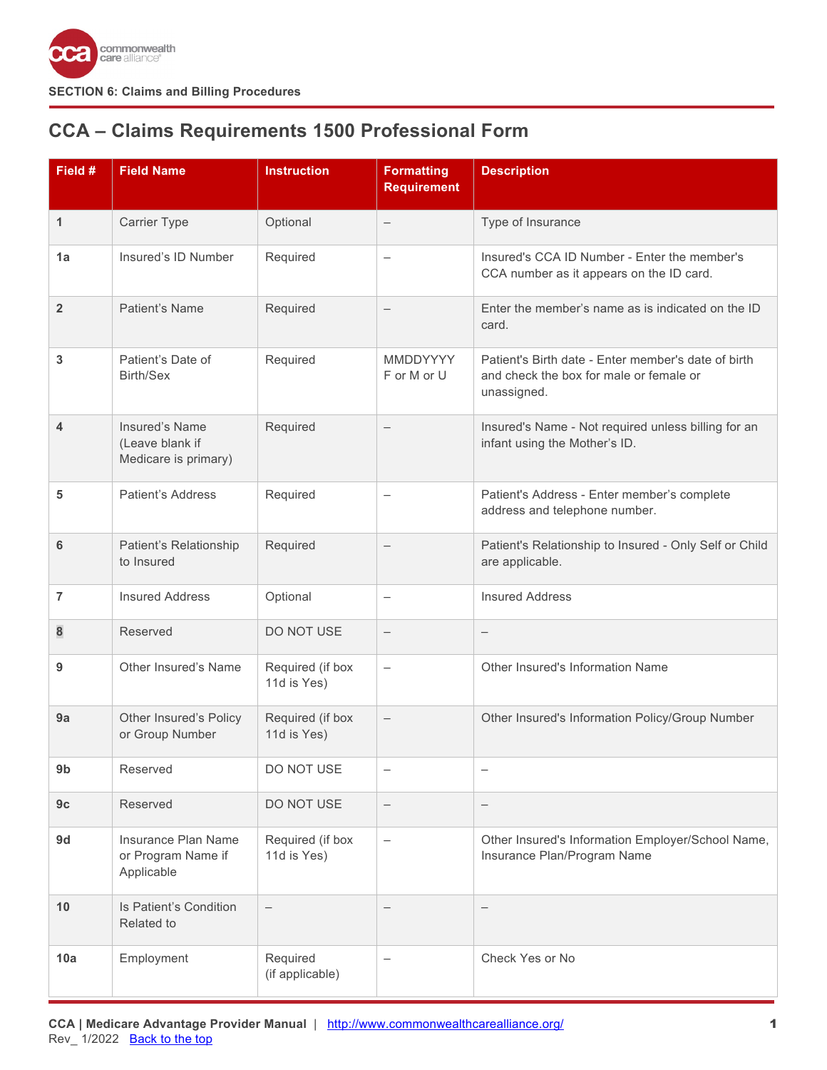SECTION 6: Claims and Billing Procedures

## CCA – Claims Requirements 1500 Professional Form

| Field # | Field Name | Instruction | Formatting Requirement | Description |
|---|---|---|---|---|
| 1 | Carrier Type | Optional | – | Type of Insurance |
| 1a | Insured's ID Number | Required | – | Insured's CCA ID Number - Enter the member's CCA number as it appears on the ID card. |
| 2 | Patient's Name | Required | – | Enter the member's name as is indicated on the ID card. |
| 3 | Patient's Date of Birth/Sex | Required | MMDDYYYY F or M or U | Patient's Birth date - Enter member's date of birth and check the box for male or female or unassigned. |
| 4 | Insured's Name (Leave blank if Medicare is primary) | Required | – | Insured's Name - Not required unless billing for an infant using the Mother's ID. |
| 5 | Patient's Address | Required | – | Patient's Address - Enter member's complete address and telephone number. |
| 6 | Patient's Relationship to Insured | Required | – | Patient's Relationship to Insured - Only Self or Child are applicable. |
| 7 | Insured Address | Optional | – | Insured Address |
| 8 | Reserved | DO NOT USE | – | – |
| 9 | Other Insured's Name | Required (if box 11d is Yes) | – | Other Insured's Information Name |
| 9a | Other Insured's Policy or Group Number | Required (if box 11d is Yes) | – | Other Insured's Information Policy/Group Number |
| 9b | Reserved | DO NOT USE | – | – |
| 9c | Reserved | DO NOT USE | – | – |
| 9d | Insurance Plan Name or Program Name if Applicable | Required (if box 11d is Yes) | – | Other Insured's Information Employer/School Name, Insurance Plan/Program Name |
| 10 | Is Patient's Condition Related to | – | – | – |
| 10a | Employment | Required (if applicable) | – | Check Yes or No |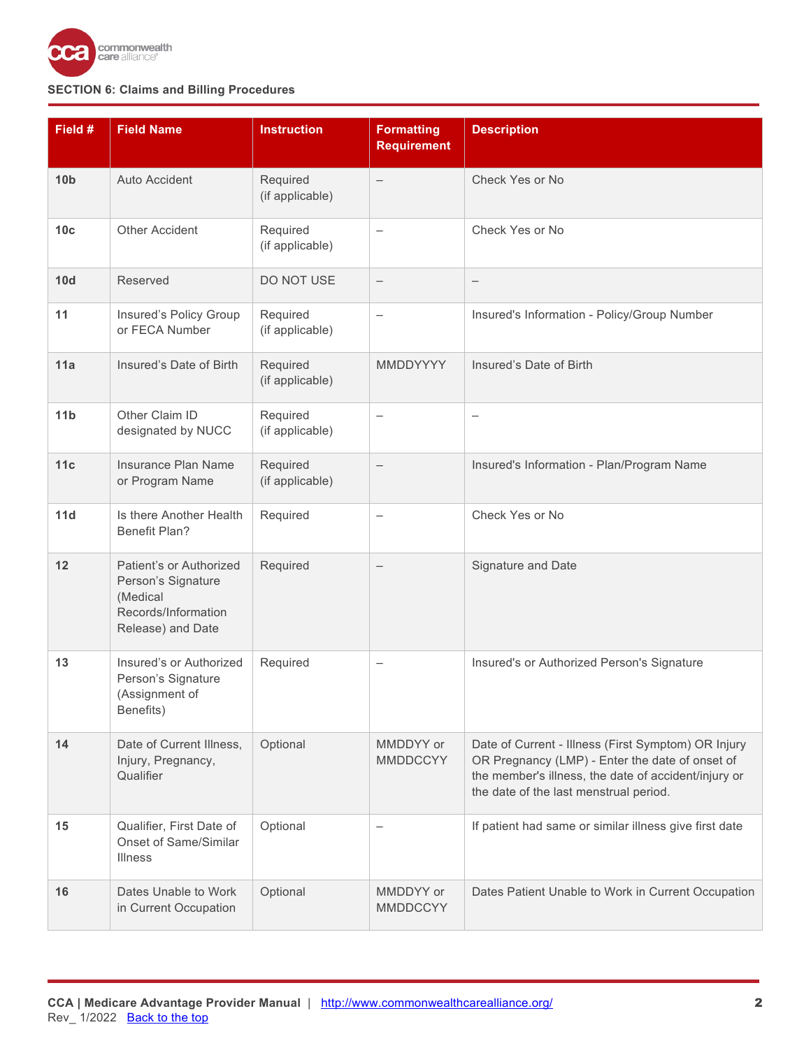**SECTION 6: Claims and Billing Procedures**

| Field # | Field Name | Instruction | Formatting Requirement | Description |
|---|---|---|---|---|
| **10b** | Auto Accident | Required (if applicable) | – | Check Yes or No |
| **10c** | Other Accident | Required (if applicable) | – | Check Yes or No |
| **10d** | Reserved | DO NOT USE | – | – |
| **11** | Insured’s Policy Group or FECA Number | Required (if applicable) | – | Insured's Information - Policy/Group Number |
| **11a** | Insured’s Date of Birth | Required (if applicable) | MMDDYYYY | Insured’s Date of Birth |
| **11b** | Other Claim ID designated by NUCC | Required (if applicable) | – | – |
| **11c** | Insurance Plan Name or Program Name | Required (if applicable) | – | Insured's Information - Plan/Program Name |
| **11d** | Is there Another Health Benefit Plan? | Required | – | Check Yes or No |
| **12** | Patient’s or Authorized Person’s Signature (Medical Records/Information Release) and Date | Required | – | Signature and Date |
| **13** | Insured’s or Authorized Person’s Signature (Assignment of Benefits) | Required | – | Insured's or Authorized Person's Signature |
| **14** | Date of Current Illness, Injury, Pregnancy, Qualifier | Optional | MMDDYY or MMDDCCYY | Date of Current - Illness (First Symptom) OR Injury OR Pregnancy (LMP) - Enter the date of onset of the member's illness, the date of accident/injury or the date of the last menstrual period. |
| **15** | Qualifier, First Date of Onset of Same/Similar Illness | Optional | – | If patient had same or similar illness give first date |
| **16** | Dates Unable to Work in Current Occupation | Optional | MMDDYY or MMDDCCYY | Dates Patient Unable to Work in Current Occupation |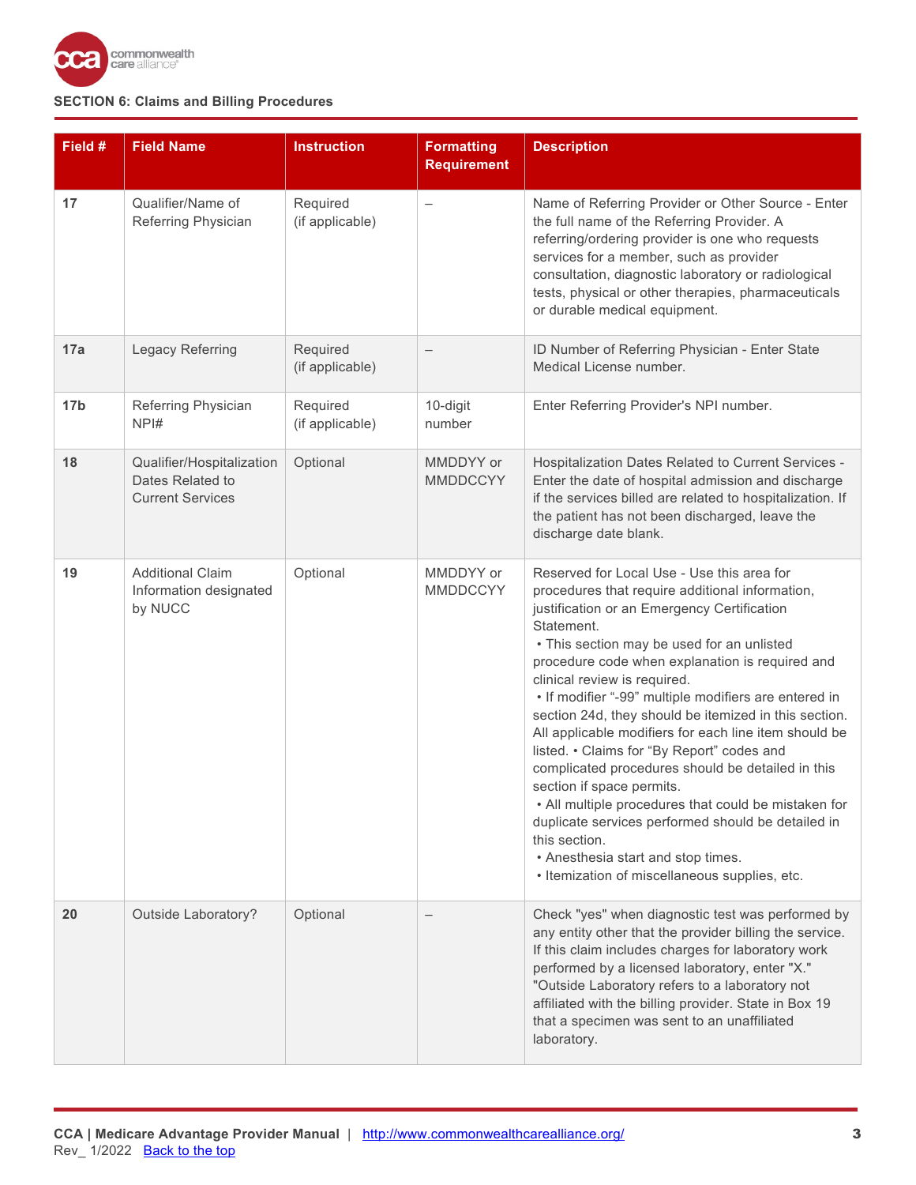**SECTION 6: Claims and Billing Procedures**

| Field # | Field Name | Instruction | Formatting Requirement | Description |
|---|---|---|---|---|
| **17** | Qualifier/Name of Referring Physician | Required (if applicable) | – | Name of Referring Provider or Other Source - Enter the full name of the Referring Provider. A referring/ordering provider is one who requests services for a member, such as provider consultation, diagnostic laboratory or radiological tests, physical or other therapies, pharmaceuticals or durable medical equipment. |
| **17a** | Legacy Referring | Required (if applicable) | – | ID Number of Referring Physician - Enter State Medical License number. |
| **17b** | Referring Physician NPI# | Required (if applicable) | 10-digit number | Enter Referring Provider's NPI number. |
| **18** | Qualifier/Hospitalization Dates Related to Current Services | Optional | MMDDYY or MMDDCCYY | Hospitalization Dates Related to Current Services - Enter the date of hospital admission and discharge if the services billed are related to hospitalization. If the patient has not been discharged, leave the discharge date blank. |
| **19** | Additional Claim Information designated by NUCC | Optional | MMDDYY or MMDDCCYY | Reserved for Local Use - Use this area for procedures that require additional information, justification or an Emergency Certification Statement. • This section may be used for an unlisted procedure code when explanation is required and clinical review is required. • If modifier "-99" multiple modifiers are entered in section 24d, they should be itemized in this section. All applicable modifiers for each line item should be listed. • Claims for "By Report" codes and complicated procedures should be detailed in this section if space permits. • All multiple procedures that could be mistaken for duplicate services performed should be detailed in this section. • Anesthesia start and stop times. • Itemization of miscellaneous supplies, etc. |
| **20** | Outside Laboratory? | Optional | – | Check "yes" when diagnostic test was performed by any entity other that the provider billing the service. If this claim includes charges for laboratory work performed by a licensed laboratory, enter "X." "Outside Laboratory refers to a laboratory not affiliated with the billing provider. State in Box 19 that a specimen was sent to an unaffiliated laboratory. |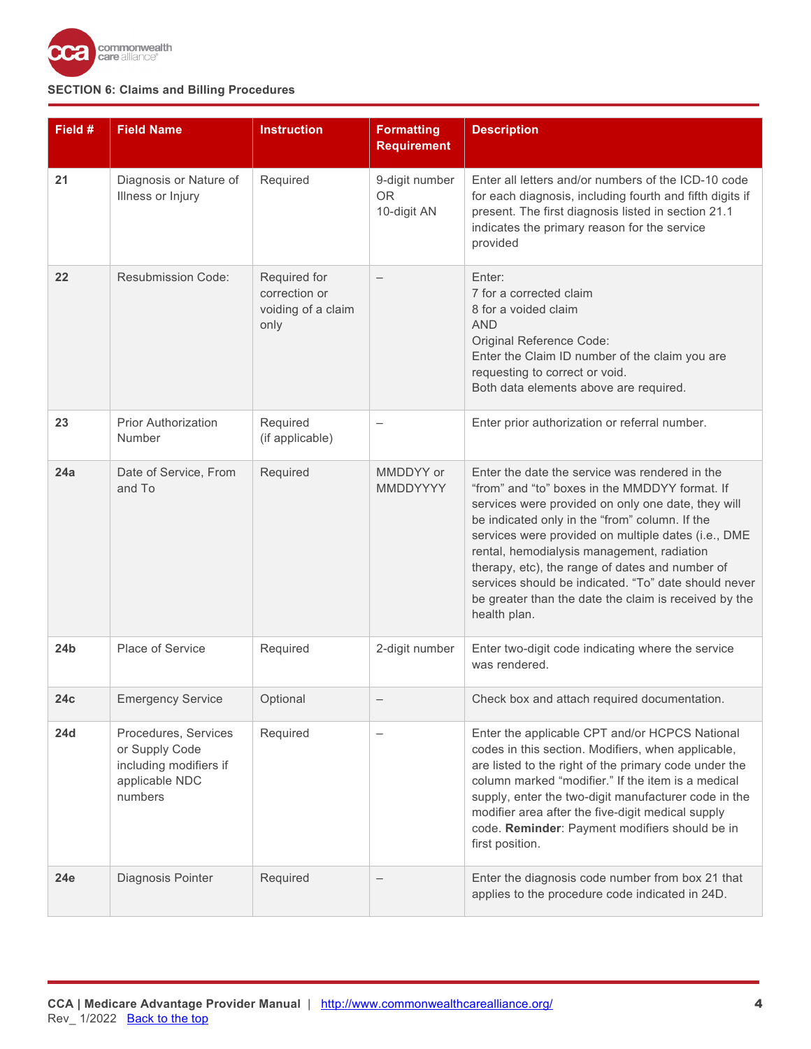SECTION 6: Claims and Billing Procedures

| Field # | Field Name | Instruction | Formatting Requirement | Description |
|---|---|---|---|---|
| **21** | Diagnosis or Nature of Illness or Injury | Required | 9-digit number OR 10-digit AN | Enter all letters and/or numbers of the ICD-10 code for each diagnosis, including fourth and fifth digits if present. The first diagnosis listed in section 21.1 indicates the primary reason for the service provided |
| **22** | Resubmission Code: | Required for correction or voiding of a claim only | – | Enter:<br>7 for a corrected claim<br>8 for a voided claim<br>AND<br>Original Reference Code:<br>Enter the Claim ID number of the claim you are requesting to correct or void.<br>Both data elements above are required. |
| **23** | Prior Authorization Number | Required (if applicable) | – | Enter prior authorization or referral number. |
| **24a** | Date of Service, From and To | Required | MMDDYY or MMDDYYYY | Enter the date the service was rendered in the "from" and "to" boxes in the MMDDYY format. If services were provided on only one date, they will be indicated only in the "from" column. If the services were provided on multiple dates (i.e., DME rental, hemodialysis management, radiation therapy, etc), the range of dates and number of services should be indicated. "To" date should never be greater than the date the claim is received by the health plan. |
| **24b** | Place of Service | Required | 2-digit number | Enter two-digit code indicating where the service was rendered. |
| **24c** | Emergency Service | Optional | – | Check box and attach required documentation. |
| **24d** | Procedures, Services or Supply Code including modifiers if applicable NDC numbers | Required | – | Enter the applicable CPT and/or HCPCS National codes in this section. Modifiers, when applicable, are listed to the right of the primary code under the column marked "modifier." If the item is a medical supply, enter the two-digit manufacturer code in the modifier area after the five-digit medical supply code. **Reminder**: Payment modifiers should be in first position. |
| **24e** | Diagnosis Pointer | Required | – | Enter the diagnosis code number from box 21 that applies to the procedure code indicated in 24D. |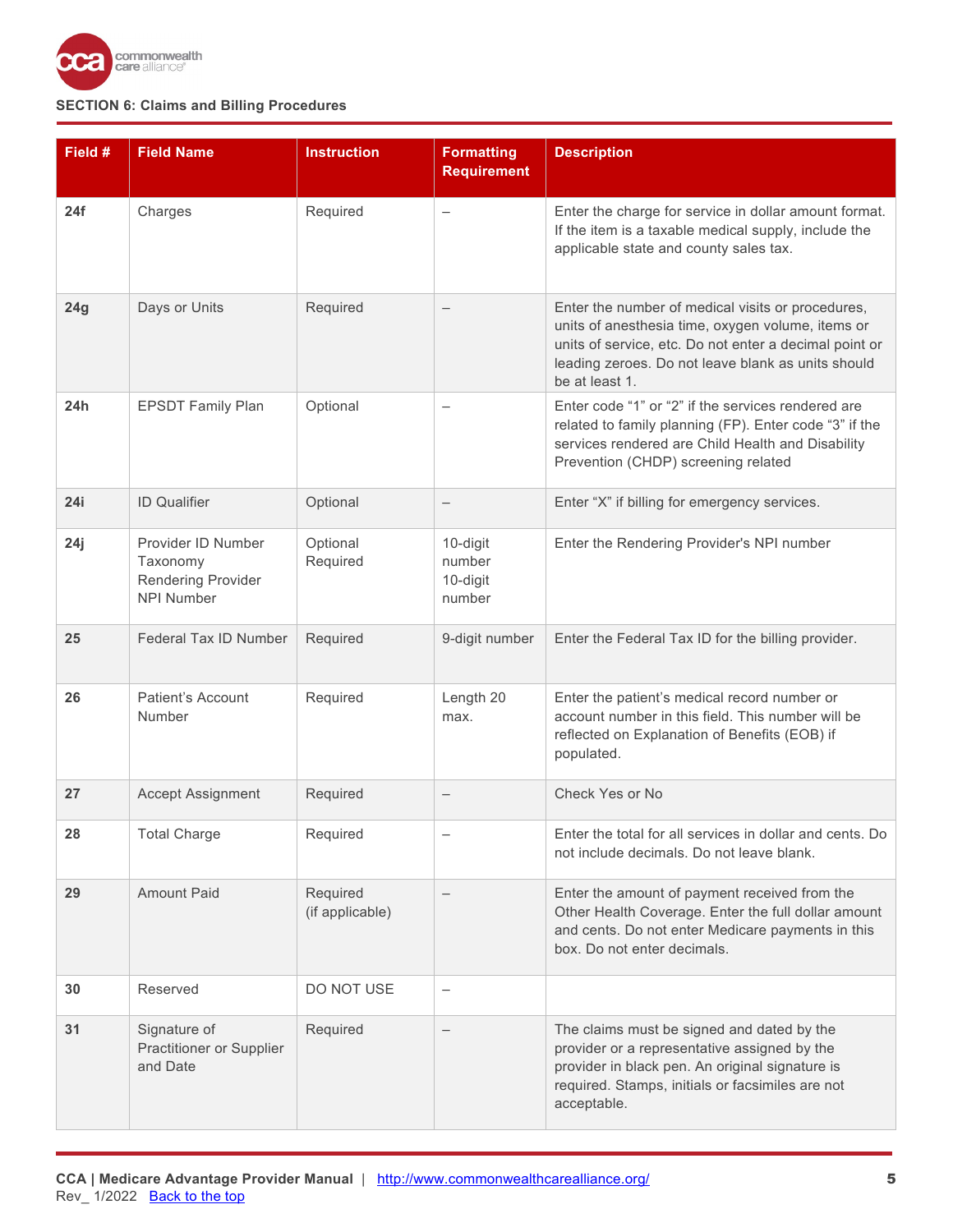**SECTION 6: Claims and Billing Procedures**

| Field # | Field Name | Instruction | Formatting Requirement | Description |
|---|---|---|---|---|
| **24f** | Charges | Required | – | Enter the charge for service in dollar amount format. If the item is a taxable medical supply, include the applicable state and county sales tax. |
| **24g** | Days or Units | Required | – | Enter the number of medical visits or procedures, units of anesthesia time, oxygen volume, items or units of service, etc. Do not enter a decimal point or leading zeroes. Do not leave blank as units should be at least 1. |
| **24h** | EPSDT Family Plan | Optional | – | Enter code "1" or "2" if the services rendered are related to family planning (FP). Enter code "3" if the services rendered are Child Health and Disability Prevention (CHDP) screening related |
| **24i** | ID Qualifier | Optional | – | Enter "X" if billing for emergency services. |
| **24j** | Provider ID Number Taxonomy Rendering Provider NPI Number | Optional Required | 10-digit number 10-digit number | Enter the Rendering Provider's NPI number |
| **25** | Federal Tax ID Number | Required | 9-digit number | Enter the Federal Tax ID for the billing provider. |
| **26** | Patient's Account Number | Required | Length 20 max. | Enter the patient's medical record number or account number in this field. This number will be reflected on Explanation of Benefits (EOB) if populated. |
| **27** | Accept Assignment | Required | – | Check Yes or No |
| **28** | Total Charge | Required | – | Enter the total for all services in dollar and cents. Do not include decimals. Do not leave blank. |
| **29** | Amount Paid | Required (if applicable) | – | Enter the amount of payment received from the Other Health Coverage. Enter the full dollar amount and cents. Do not enter Medicare payments in this box. Do not enter decimals. |
| **30** | Reserved | DO NOT USE | – | |
| **31** | Signature of Practitioner or Supplier and Date | Required | – | The claims must be signed and dated by the provider or a representative assigned by the provider in black pen. An original signature is required. Stamps, initials or facsimiles are not acceptable. |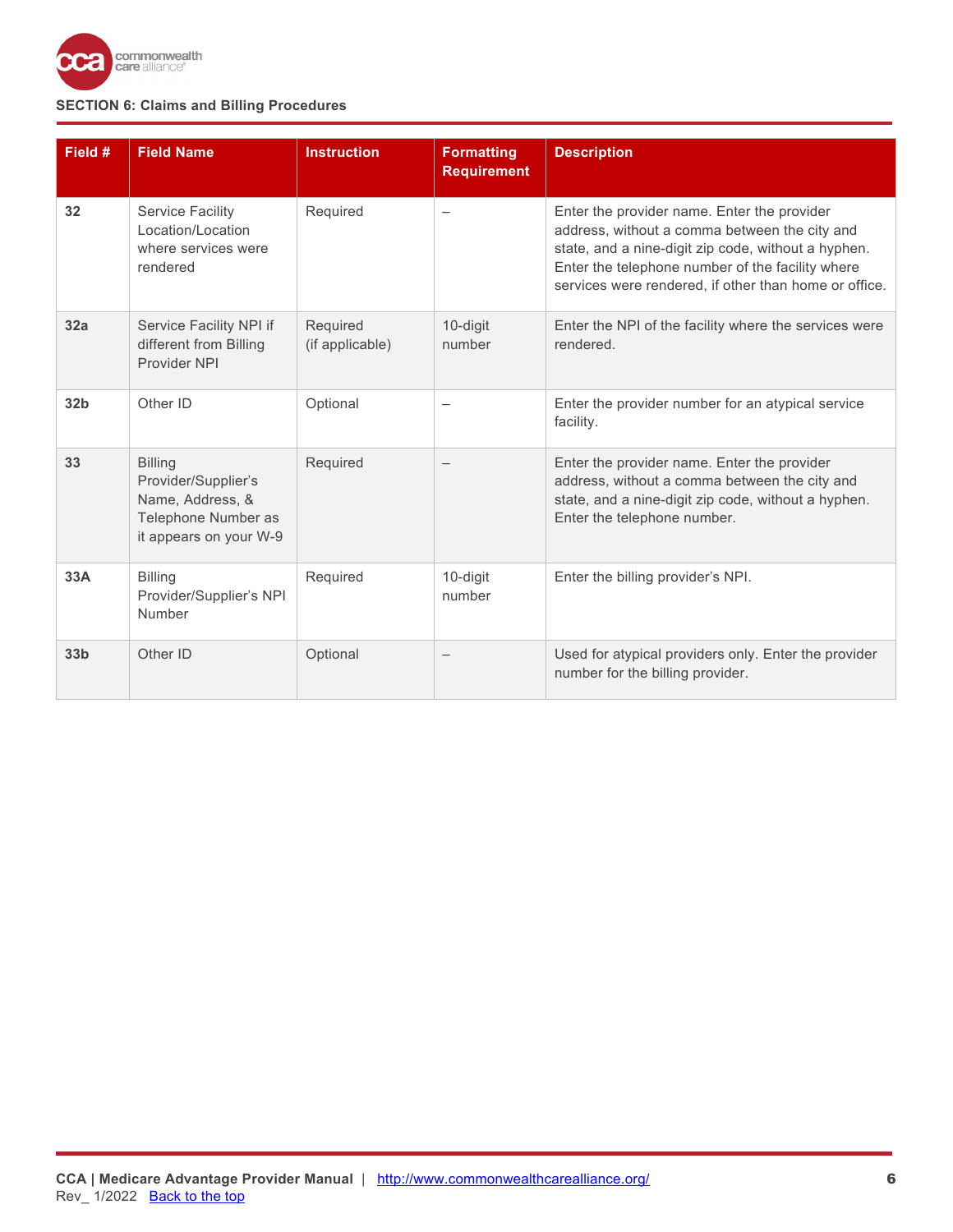**SECTION 6: Claims and Billing Procedures**

| Field # | Field Name | Instruction | Formatting Requirement | Description |
|---|---|---|---|---|
| **32** | Service Facility Location/Location where services were rendered | Required | – | Enter the provider name. Enter the provider address, without a comma between the city and state, and a nine-digit zip code, without a hyphen. Enter the telephone number of the facility where services were rendered, if other than home or office. |
| **32a** | Service Facility NPI if different from Billing Provider NPI | Required (if applicable) | 10-digit number | Enter the NPI of the facility where the services were rendered. |
| **32b** | Other ID | Optional | – | Enter the provider number for an atypical service facility. |
| **33** | Billing Provider/Supplier's Name, Address, & Telephone Number as it appears on your W-9 | Required | – | Enter the provider name. Enter the provider address, without a comma between the city and state, and a nine-digit zip code, without a hyphen. Enter the telephone number. |
| **33A** | Billing Provider/Supplier's NPI Number | Required | 10-digit number | Enter the billing provider's NPI. |
| **33b** | Other ID | Optional | – | Used for atypical providers only. Enter the provider number for the billing provider. |